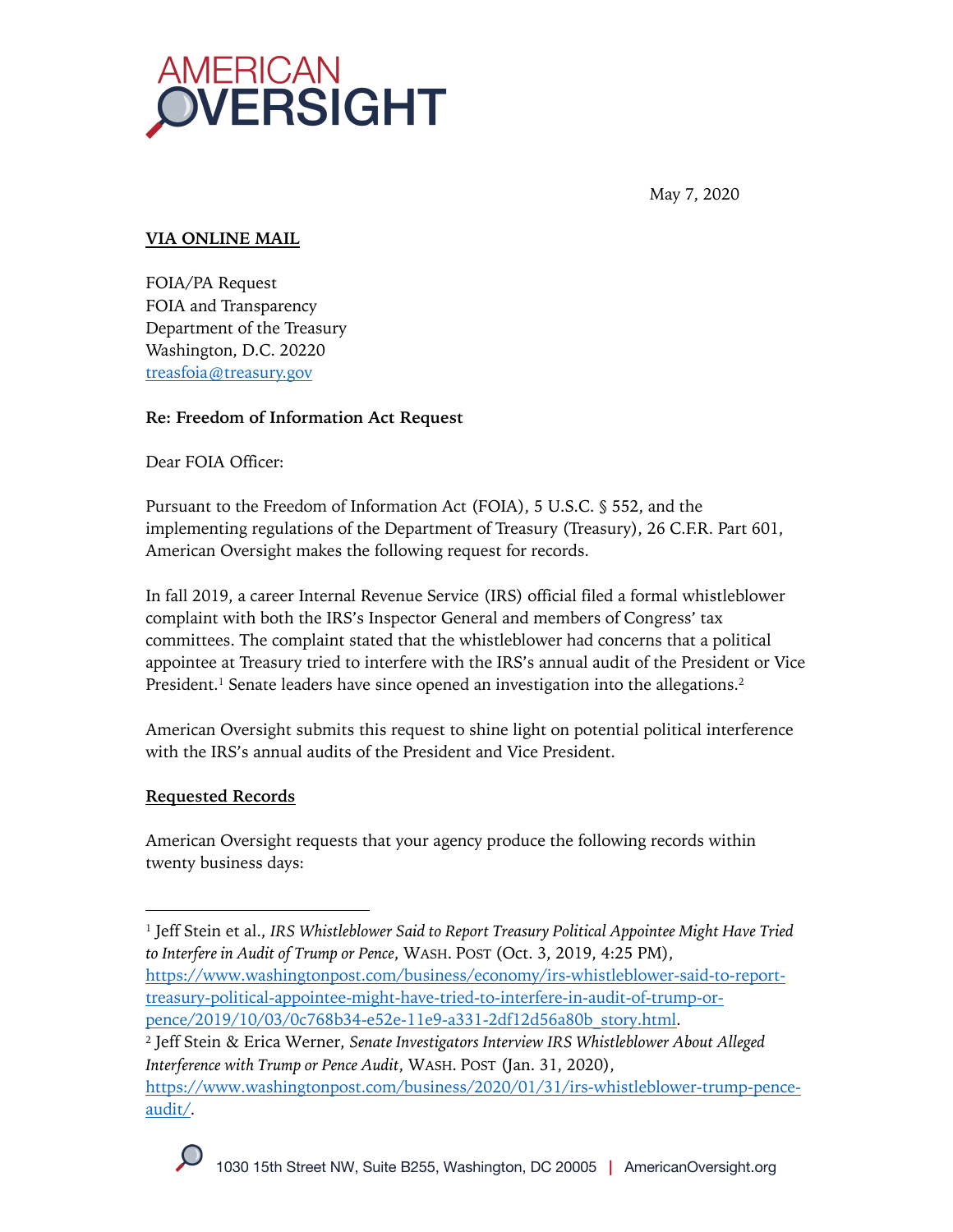AMERICAN OVERSIGHT

May 7, 2020

**VIA ONLINE MAIL**

FOIA/PA Request
FOIA and Transparency
Department of the Treasury
Washington, D.C. 20220
treasfoia@treasury.gov

**Re: Freedom of Information Act Request**

Dear FOIA Officer:

Pursuant to the Freedom of Information Act (FOIA), 5 U.S.C. § 552, and the implementing regulations of the Department of Treasury (Treasury), 26 C.F.R. Part 601, American Oversight makes the following request for records.

In fall 2019, a career Internal Revenue Service (IRS) official filed a formal whistleblower complaint with both the IRS's Inspector General and members of Congress' tax committees. The complaint stated that the whistleblower had concerns that a political appointee at Treasury tried to interfere with the IRS's annual audit of the President or Vice President.[1] Senate leaders have since opened an investigation into the allegations.[2]

American Oversight submits this request to shine light on potential political interference with the IRS's annual audits of the President and Vice President.

**Requested Records**

American Oversight requests that your agency produce the following records within twenty business days:

---

[1] Jeff Stein et al., *IRS Whistleblower Said to Report Treasury Political Appointee Might Have Tried to Interfere in Audit of Trump or Pence*, WASH. POST (Oct. 3, 2019, 4:25 PM), https://www.washingtonpost.com/business/economy/irs-whistleblower-said-to-report-treasury-political-appointee-might-have-tried-to-interfere-in-audit-of-trump-or-pence/2019/10/03/0c768b34-e52e-11e9-a331-2df12d56a80b_story.html.

[2] Jeff Stein & Erica Werner, *Senate Investigators Interview IRS Whistleblower About Alleged Interference with Trump or Pence Audit*, WASH. POST (Jan. 31, 2020), https://www.washingtonpost.com/business/2020/01/31/irs-whistleblower-trump-pence-audit/.

1030 15th Street NW, Suite B255, Washington, DC 20005 | AmericanOversight.org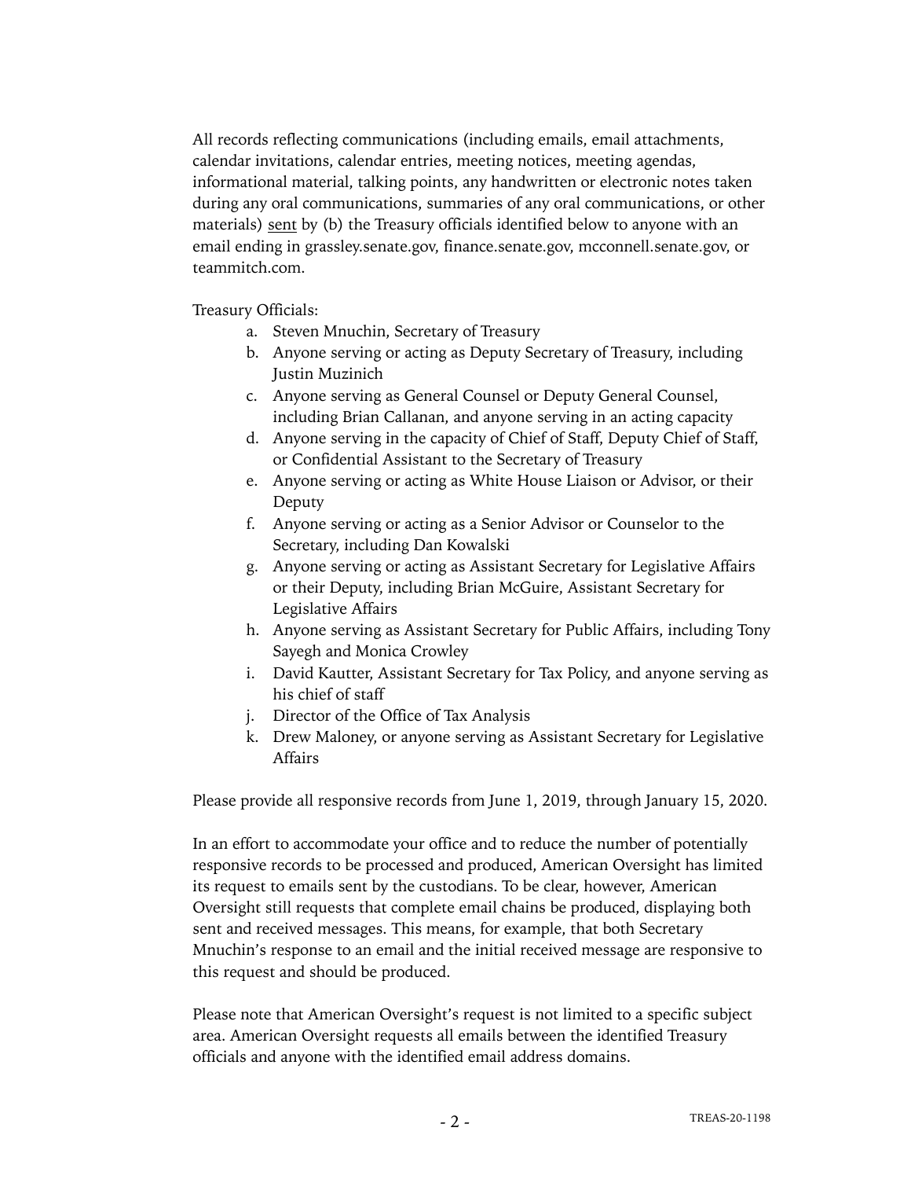All records reflecting communications (including emails, email attachments, calendar invitations, calendar entries, meeting notices, meeting agendas, informational material, talking points, any handwritten or electronic notes taken during any oral communications, summaries of any oral communications, or other materials) <u>sent</u> by (b) the Treasury officials identified below to anyone with an email ending in grassley.senate.gov, finance.senate.gov, mcconnell.senate.gov, or teammitch.com.

Treasury Officials:

a. Steven Mnuchin, Secretary of Treasury
b. Anyone serving or acting as Deputy Secretary of Treasury, including Justin Muzinich
c. Anyone serving as General Counsel or Deputy General Counsel, including Brian Callanan, and anyone serving in an acting capacity
d. Anyone serving in the capacity of Chief of Staff, Deputy Chief of Staff, or Confidential Assistant to the Secretary of Treasury
e. Anyone serving or acting as White House Liaison or Advisor, or their Deputy
f. Anyone serving or acting as a Senior Advisor or Counselor to the Secretary, including Dan Kowalski
g. Anyone serving or acting as Assistant Secretary for Legislative Affairs or their Deputy, including Brian McGuire, Assistant Secretary for Legislative Affairs
h. Anyone serving as Assistant Secretary for Public Affairs, including Tony Sayegh and Monica Crowley
i. David Kautter, Assistant Secretary for Tax Policy, and anyone serving as his chief of staff
j. Director of the Office of Tax Analysis
k. Drew Maloney, or anyone serving as Assistant Secretary for Legislative Affairs

Please provide all responsive records from June 1, 2019, through January 15, 2020.

In an effort to accommodate your office and to reduce the number of potentially responsive records to be processed and produced, American Oversight has limited its request to emails sent by the custodians. To be clear, however, American Oversight still requests that complete email chains be produced, displaying both sent and received messages. This means, for example, that both Secretary Mnuchin's response to an email and the initial received message are responsive to this request and should be produced.

Please note that American Oversight's request is not limited to a specific subject area. American Oversight requests all emails between the identified Treasury officials and anyone with the identified email address domains.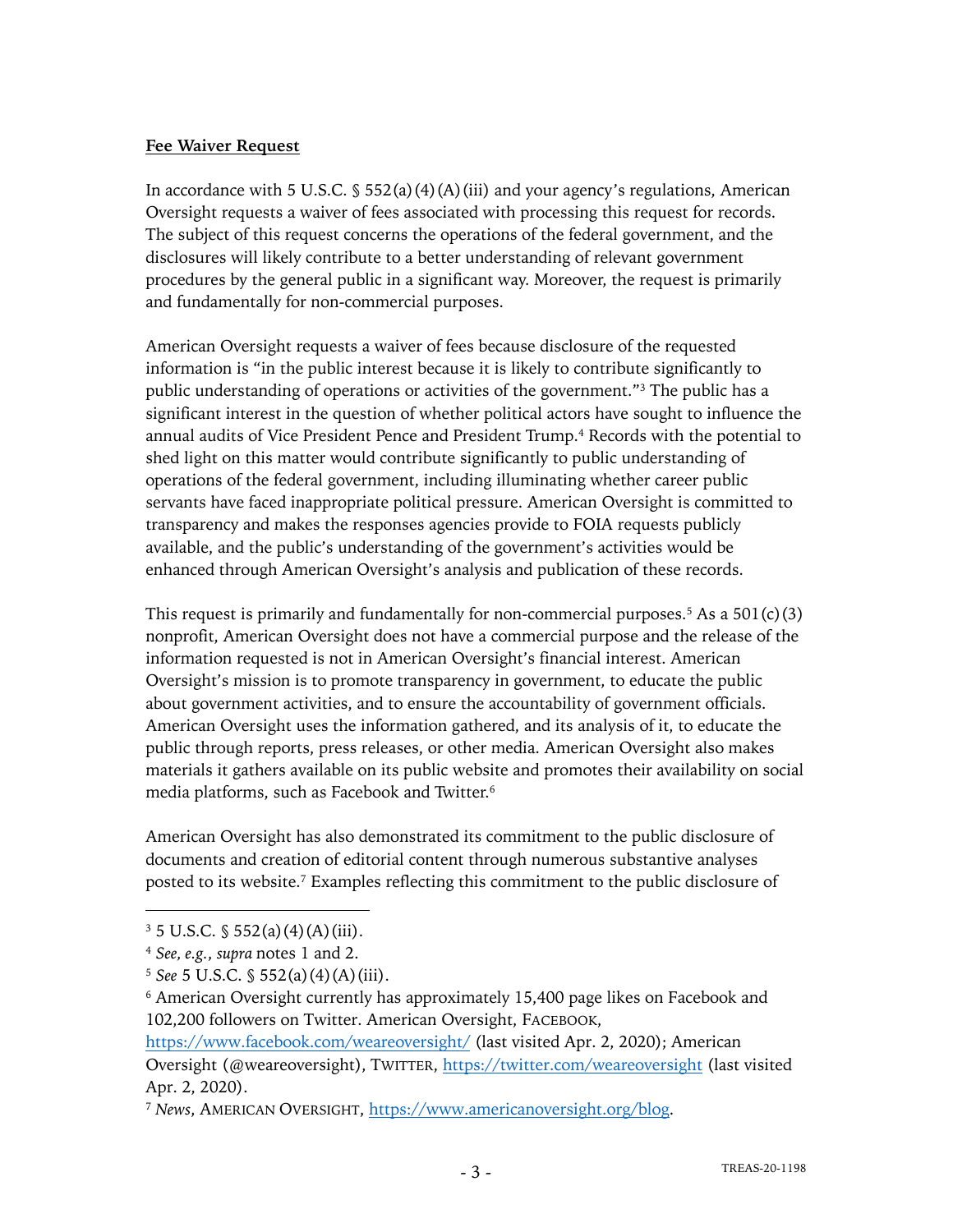**Fee Waiver Request**

In accordance with 5 U.S.C. § 552(a)(4)(A)(iii) and your agency's regulations, American Oversight requests a waiver of fees associated with processing this request for records. The subject of this request concerns the operations of the federal government, and the disclosures will likely contribute to a better understanding of relevant government procedures by the general public in a significant way. Moreover, the request is primarily and fundamentally for non-commercial purposes.

American Oversight requests a waiver of fees because disclosure of the requested information is "in the public interest because it is likely to contribute significantly to public understanding of operations or activities of the government."[3] The public has a significant interest in the question of whether political actors have sought to influence the annual audits of Vice President Pence and President Trump.[4] Records with the potential to shed light on this matter would contribute significantly to public understanding of operations of the federal government, including illuminating whether career public servants have faced inappropriate political pressure. American Oversight is committed to transparency and makes the responses agencies provide to FOIA requests publicly available, and the public's understanding of the government's activities would be enhanced through American Oversight's analysis and publication of these records.

This request is primarily and fundamentally for non-commercial purposes.[5] As a 501(c)(3) nonprofit, American Oversight does not have a commercial purpose and the release of the information requested is not in American Oversight's financial interest. American Oversight's mission is to promote transparency in government, to educate the public about government activities, and to ensure the accountability of government officials. American Oversight uses the information gathered, and its analysis of it, to educate the public through reports, press releases, or other media. American Oversight also makes materials it gathers available on its public website and promotes their availability on social media platforms, such as Facebook and Twitter.[6]

American Oversight has also demonstrated its commitment to the public disclosure of documents and creation of editorial content through numerous substantive analyses posted to its website.[7] Examples reflecting this commitment to the public disclosure of

---

[3] 5 U.S.C. § 552(a)(4)(A)(iii).

[4] *See, e.g.*, *supra* notes 1 and 2.

[5] *See* 5 U.S.C. § 552(a)(4)(A)(iii).

[6] American Oversight currently has approximately 15,400 page likes on Facebook and 102,200 followers on Twitter. American Oversight, FACEBOOK, https://www.facebook.com/weareoversight/ (last visited Apr. 2, 2020); American Oversight (@weareoversight), TWITTER, https://twitter.com/weareoversight (last visited Apr. 2, 2020).

[7] *News*, AMERICAN OVERSIGHT, https://www.americanoversight.org/blog.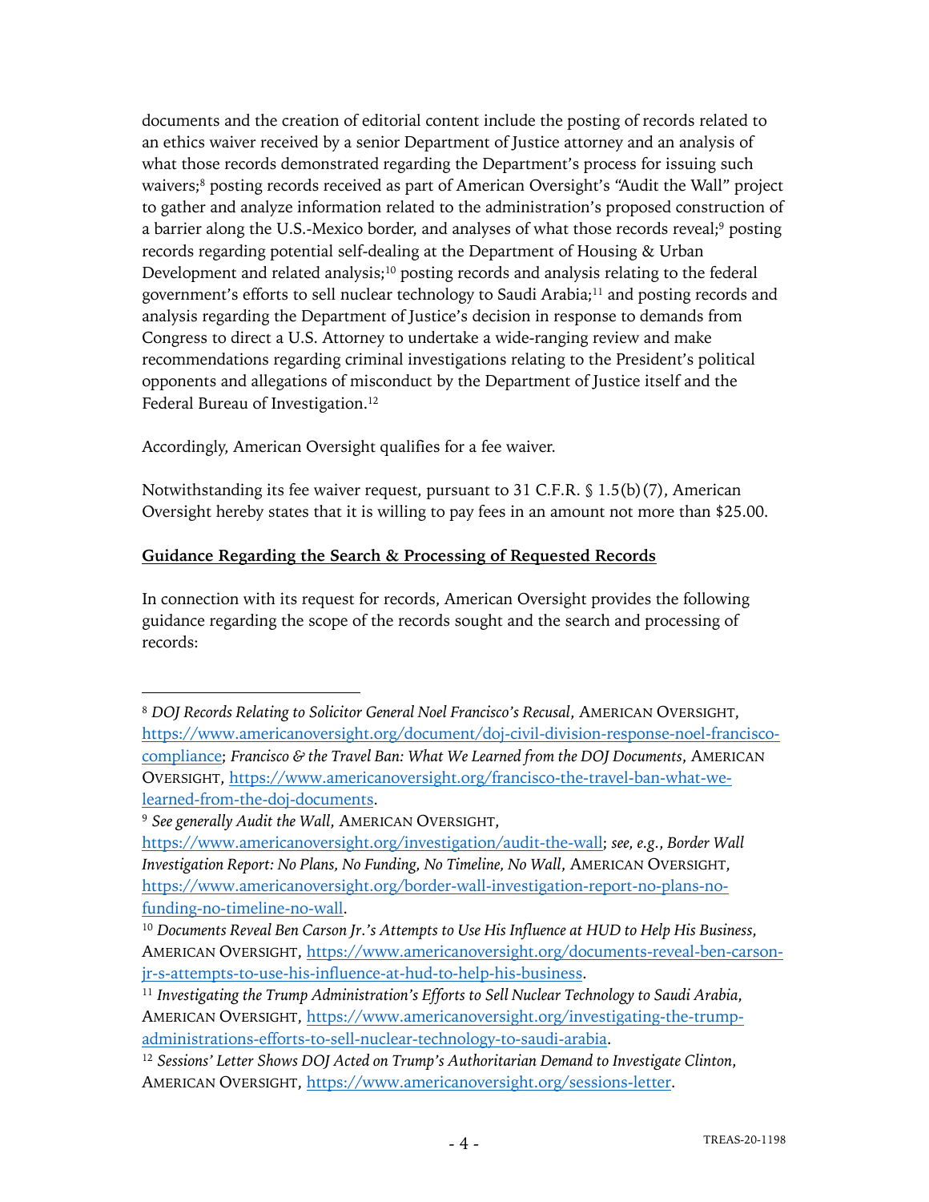documents and the creation of editorial content include the posting of records related to an ethics waiver received by a senior Department of Justice attorney and an analysis of what those records demonstrated regarding the Department's process for issuing such waivers;[8] posting records received as part of American Oversight's "Audit the Wall" project to gather and analyze information related to the administration's proposed construction of a barrier along the U.S.-Mexico border, and analyses of what those records reveal;[9] posting records regarding potential self-dealing at the Department of Housing & Urban Development and related analysis;[10] posting records and analysis relating to the federal government's efforts to sell nuclear technology to Saudi Arabia;[11] and posting records and analysis regarding the Department of Justice's decision in response to demands from Congress to direct a U.S. Attorney to undertake a wide-ranging review and make recommendations regarding criminal investigations relating to the President's political opponents and allegations of misconduct by the Department of Justice itself and the Federal Bureau of Investigation.[12]

Accordingly, American Oversight qualifies for a fee waiver.

Notwithstanding its fee waiver request, pursuant to 31 C.F.R. § 1.5(b)(7), American Oversight hereby states that it is willing to pay fees in an amount not more than $25.00.

**Guidance Regarding the Search & Processing of Requested Records**

In connection with its request for records, American Oversight provides the following guidance regarding the scope of the records sought and the search and processing of records:

---

[8] *DOJ Records Relating to Solicitor General Noel Francisco's Recusal*, AMERICAN OVERSIGHT, https://www.americanoversight.org/document/doj-civil-division-response-noel-francisco-compliance; *Francisco & the Travel Ban: What We Learned from the DOJ Documents*, AMERICAN OVERSIGHT, https://www.americanoversight.org/francisco-the-travel-ban-what-we-learned-from-the-doj-documents.

[9] *See generally Audit the Wall*, AMERICAN OVERSIGHT, https://www.americanoversight.org/investigation/audit-the-wall; *see, e.g.*, *Border Wall Investigation Report: No Plans, No Funding, No Timeline, No Wall*, AMERICAN OVERSIGHT, https://www.americanoversight.org/border-wall-investigation-report-no-plans-no-funding-no-timeline-no-wall.

[10] *Documents Reveal Ben Carson Jr.'s Attempts to Use His Influence at HUD to Help His Business*, AMERICAN OVERSIGHT, https://www.americanoversight.org/documents-reveal-ben-carson-jr-s-attempts-to-use-his-influence-at-hud-to-help-his-business.

[11] *Investigating the Trump Administration's Efforts to Sell Nuclear Technology to Saudi Arabia*, AMERICAN OVERSIGHT, https://www.americanoversight.org/investigating-the-trump-administrations-efforts-to-sell-nuclear-technology-to-saudi-arabia.

[12] *Sessions' Letter Shows DOJ Acted on Trump's Authoritarian Demand to Investigate Clinton*, AMERICAN OVERSIGHT, https://www.americanoversight.org/sessions-letter.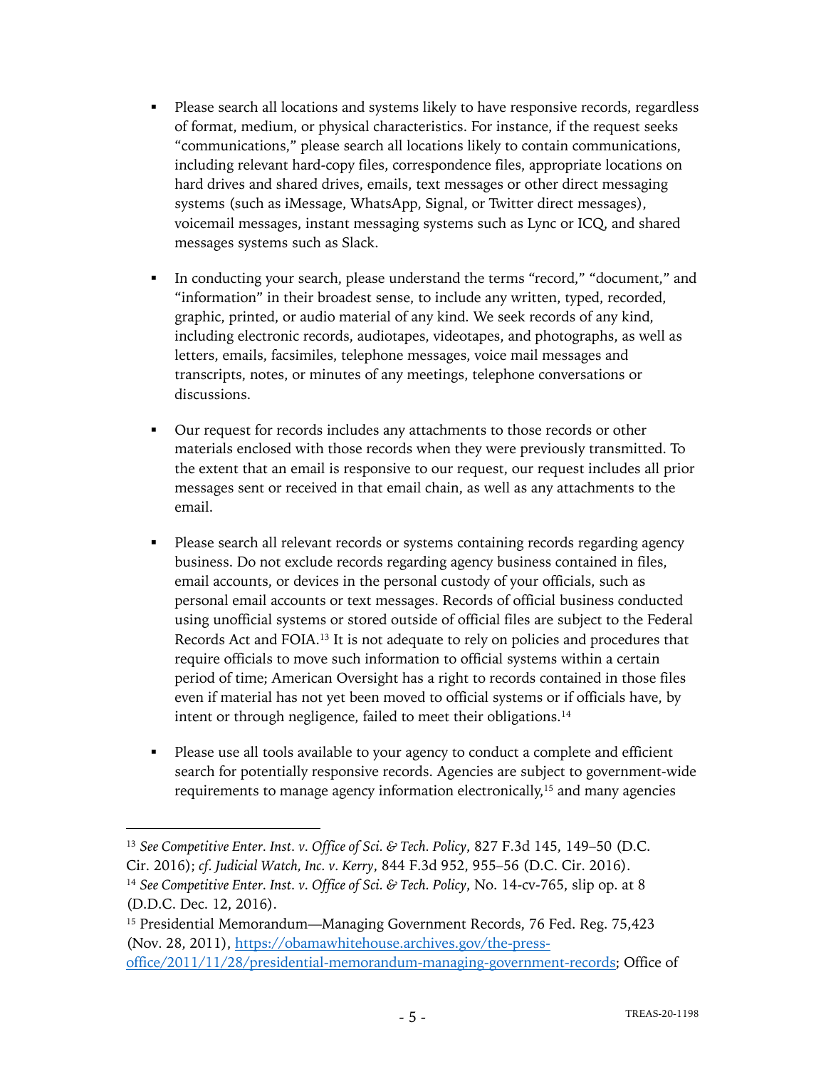- Please search all locations and systems likely to have responsive records, regardless of format, medium, or physical characteristics. For instance, if the request seeks "communications," please search all locations likely to contain communications, including relevant hard-copy files, correspondence files, appropriate locations on hard drives and shared drives, emails, text messages or other direct messaging systems (such as iMessage, WhatsApp, Signal, or Twitter direct messages), voicemail messages, instant messaging systems such as Lync or ICQ, and shared messages systems such as Slack.

- In conducting your search, please understand the terms "record," "document," and "information" in their broadest sense, to include any written, typed, recorded, graphic, printed, or audio material of any kind. We seek records of any kind, including electronic records, audiotapes, videotapes, and photographs, as well as letters, emails, facsimiles, telephone messages, voice mail messages and transcripts, notes, or minutes of any meetings, telephone conversations or discussions.

- Our request for records includes any attachments to those records or other materials enclosed with those records when they were previously transmitted. To the extent that an email is responsive to our request, our request includes all prior messages sent or received in that email chain, as well as any attachments to the email.

- Please search all relevant records or systems containing records regarding agency business. Do not exclude records regarding agency business contained in files, email accounts, or devices in the personal custody of your officials, such as personal email accounts or text messages. Records of official business conducted using unofficial systems or stored outside of official files are subject to the Federal Records Act and FOIA.[13] It is not adequate to rely on policies and procedures that require officials to move such information to official systems within a certain period of time; American Oversight has a right to records contained in those files even if material has not yet been moved to official systems or if officials have, by intent or through negligence, failed to meet their obligations.[14]

- Please use all tools available to your agency to conduct a complete and efficient search for potentially responsive records. Agencies are subject to government-wide requirements to manage agency information electronically,[15] and many agencies

---

[13] *See Competitive Enter. Inst. v. Office of Sci. & Tech. Policy*, 827 F.3d 145, 149–50 (D.C. Cir. 2016); *cf. Judicial Watch, Inc. v. Kerry*, 844 F.3d 952, 955–56 (D.C. Cir. 2016).

[14] *See Competitive Enter. Inst. v. Office of Sci. & Tech. Policy*, No. 14-cv-765, slip op. at 8 (D.D.C. Dec. 12, 2016).

[15] Presidential Memorandum—Managing Government Records, 76 Fed. Reg. 75,423 (Nov. 28, 2011), [https://obamawhitehouse.archives.gov/the-press-office/2011/11/28/presidential-memorandum-managing-government-records](https://obamawhitehouse.archives.gov/the-press-office/2011/11/28/presidential-memorandum-managing-government-records); Office of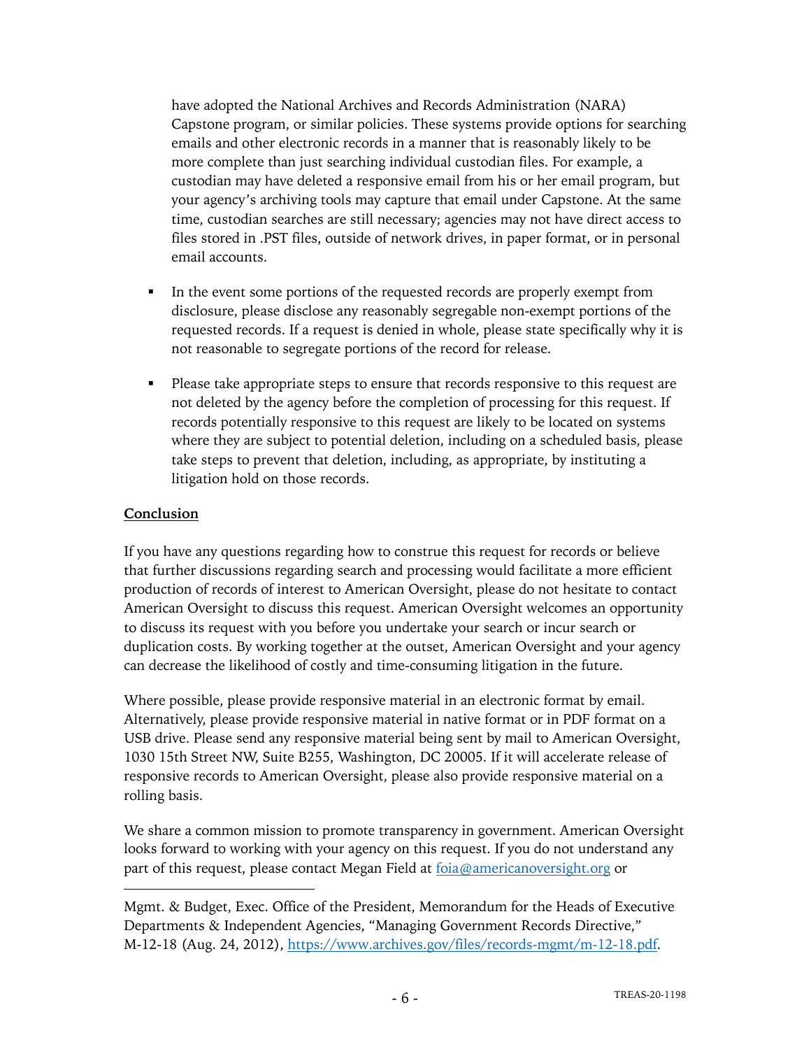have adopted the National Archives and Records Administration (NARA) Capstone program, or similar policies. These systems provide options for searching emails and other electronic records in a manner that is reasonably likely to be more complete than just searching individual custodian files. For example, a custodian may have deleted a responsive email from his or her email program, but your agency's archiving tools may capture that email under Capstone. At the same time, custodian searches are still necessary; agencies may not have direct access to files stored in .PST files, outside of network drives, in paper format, or in personal email accounts.

- In the event some portions of the requested records are properly exempt from disclosure, please disclose any reasonably segregable non-exempt portions of the requested records. If a request is denied in whole, please state specifically why it is not reasonable to segregate portions of the record for release.

- Please take appropriate steps to ensure that records responsive to this request are not deleted by the agency before the completion of processing for this request. If records potentially responsive to this request are likely to be located on systems where they are subject to potential deletion, including on a scheduled basis, please take steps to prevent that deletion, including, as appropriate, by instituting a litigation hold on those records.

**Conclusion**

If you have any questions regarding how to construe this request for records or believe that further discussions regarding search and processing would facilitate a more efficient production of records of interest to American Oversight, please do not hesitate to contact American Oversight to discuss this request. American Oversight welcomes an opportunity to discuss its request with you before you undertake your search or incur search or duplication costs. By working together at the outset, American Oversight and your agency can decrease the likelihood of costly and time-consuming litigation in the future.

Where possible, please provide responsive material in an electronic format by email. Alternatively, please provide responsive material in native format or in PDF format on a USB drive. Please send any responsive material being sent by mail to American Oversight, 1030 15th Street NW, Suite B255, Washington, DC 20005. If it will accelerate release of responsive records to American Oversight, please also provide responsive material on a rolling basis.

We share a common mission to promote transparency in government. American Oversight looks forward to working with your agency on this request. If you do not understand any part of this request, please contact Megan Field at foia@americanoversight.org or

---

Mgmt. & Budget, Exec. Office of the President, Memorandum for the Heads of Executive Departments & Independent Agencies, "Managing Government Records Directive," M-12-18 (Aug. 24, 2012), https://www.archives.gov/files/records-mgmt/m-12-18.pdf.

TREAS-20-1198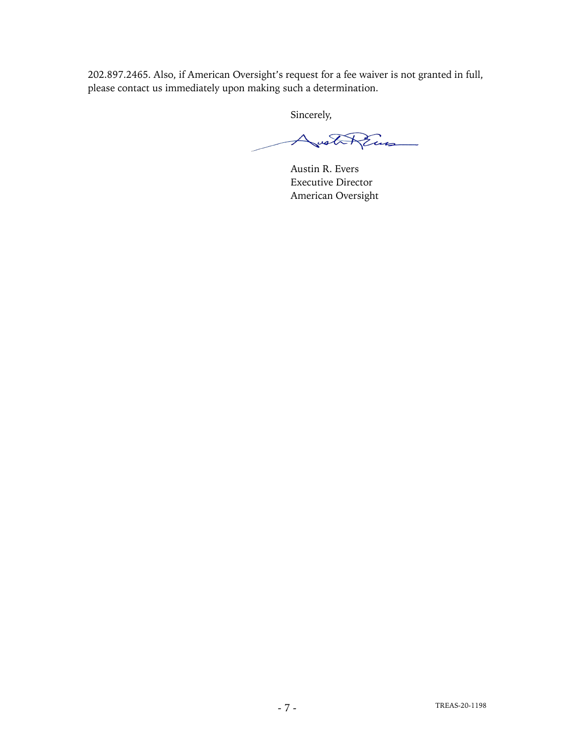202.897.2465. Also, if American Oversight's request for a fee waiver is not granted in full, please contact us immediately upon making such a determination.

Sincerely,

Austin R. Evers
Executive Director
American Oversight